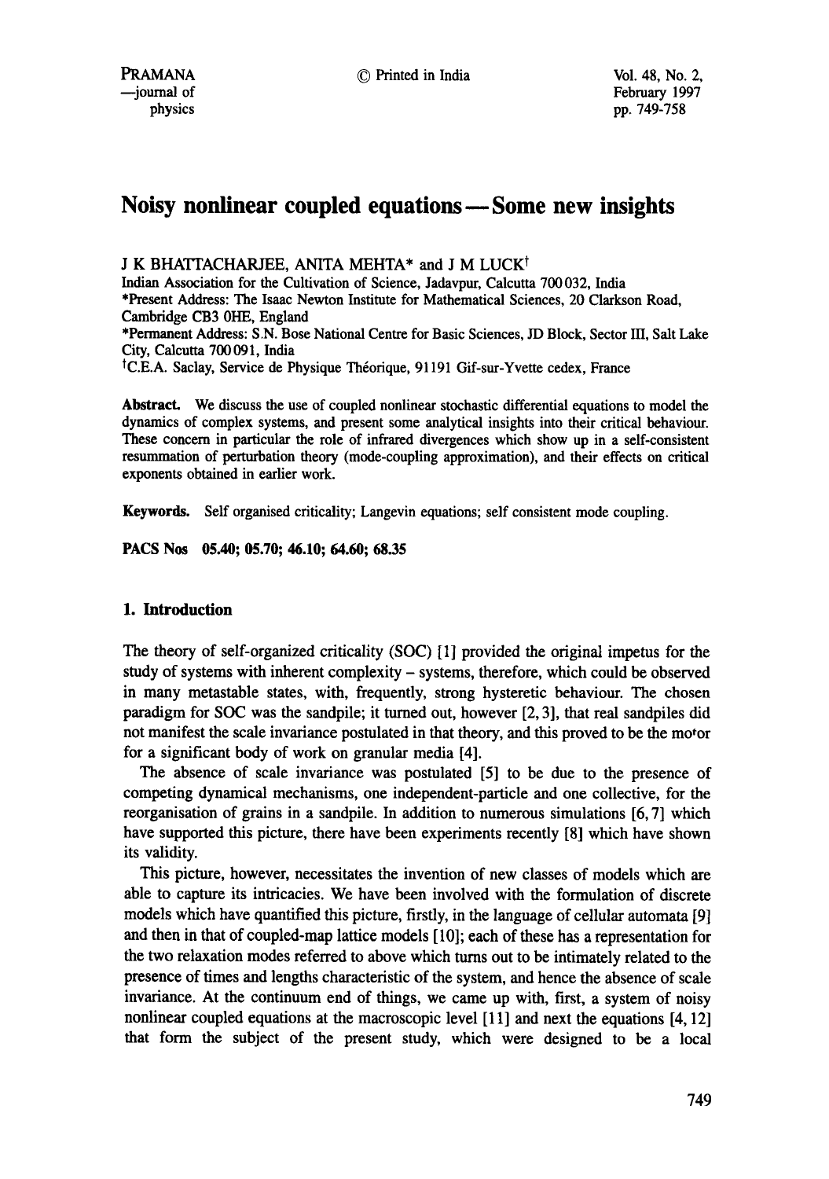# Noisy nonlinear coupled equations — Some new insights

J K BHATTACHARJEE, ANITA MEHTA* and J M LUCK[†]

Indian Association for the Cultivation of Science, Jadavpur, Calcutta 700 032, India

*Present Address: The Isaac Newton Institute for Mathematical Sciences, 20 Clarkson Road, Cambridge CB3 0HE, England

*Permanent Address: S.N. Bose National Centre for Basic Sciences, JD Block, Sector III, Salt Lake City, Calcutta 700 091, India

[†]C.E.A. Saclay, Service de Physique Théorique, 91191 Gif-sur-Yvette cedex, France

**Abstract.** We discuss the use of coupled nonlinear stochastic differential equations to model the dynamics of complex systems, and present some analytical insights into their critical behaviour. These concern in particular the role of infrared divergences which show up in a self-consistent resummation of perturbation theory (mode-coupling approximation), and their effects on critical exponents obtained in earlier work.

**Keywords.** Self organised criticality; Langevin equations; self consistent mode coupling.

**PACS Nos** 05.40; 05.70; 46.10; 64.60; 68.35

## 1. Introduction

The theory of self-organized criticality (SOC) [1] provided the original impetus for the study of systems with inherent complexity – systems, therefore, which could be observed in many metastable states, with, frequently, strong hysteretic behaviour. The chosen paradigm for SOC was the sandpile; it turned out, however [2, 3], that real sandpiles did not manifest the scale invariance postulated in that theory, and this proved to be the motor for a significant body of work on granular media [4].

The absence of scale invariance was postulated [5] to be due to the presence of competing dynamical mechanisms, one independent-particle and one collective, for the reorganisation of grains in a sandpile. In addition to numerous simulations [6, 7] which have supported this picture, there have been experiments recently [8] which have shown its validity.

This picture, however, necessitates the invention of new classes of models which are able to capture its intricacies. We have been involved with the formulation of discrete models which have quantified this picture, firstly, in the language of cellular automata [9] and then in that of coupled-map lattice models [10]; each of these has a representation for the two relaxation modes referred to above which turns out to be intimately related to the presence of times and lengths characteristic of the system, and hence the absence of scale invariance. At the continuum end of things, we came up with, first, a system of noisy nonlinear coupled equations at the macroscopic level [11] and next the equations [4, 12] that form the subject of the present study, which were designed to be a local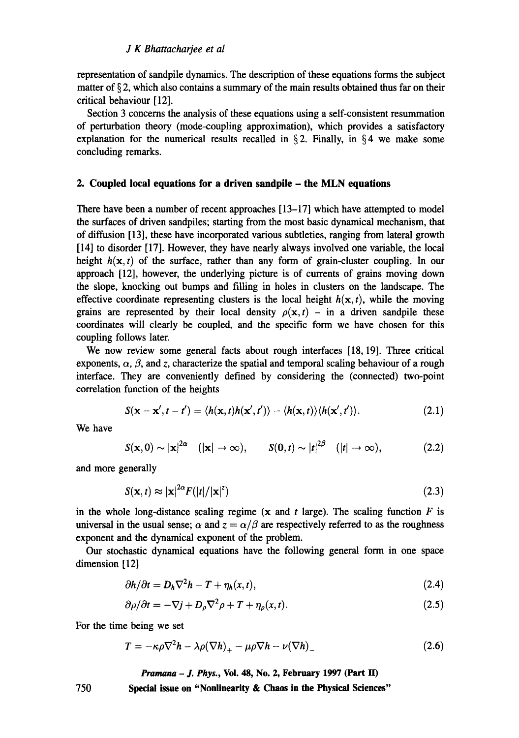representation of sandpile dynamics. The description of these equations forms the subject matter of § 2, which also contains a summary of the main results obtained thus far on their critical behaviour [12].

Section 3 concerns the analysis of these equations using a self-consistent resummation of perturbation theory (mode-coupling approximation), which provides a satisfactory explanation for the numerical results recalled in § 2. Finally, in § 4 we make some concluding remarks.

## 2. Coupled local equations for a driven sandpile – the MLN equations

There have been a number of recent approaches [13–17] which have attempted to model the surfaces of driven sandpiles; starting from the most basic dynamical mechanism, that of diffusion [13], these have incorporated various subtleties, ranging from lateral growth [14] to disorder [17]. However, they have nearly always involved one variable, the local height $h(\mathbf{x}, t)$ of the surface, rather than any form of grain-cluster coupling. In our approach [12], however, the underlying picture is of currents of grains moving down the slope, knocking out bumps and filling in holes in clusters on the landscape. The effective coordinate representing clusters is the local height $h(\mathbf{x}, t)$, while the moving grains are represented by their local density $\rho(\mathbf{x}, t)$ – in a driven sandpile these coordinates will clearly be coupled, and the specific form we have chosen for this coupling follows later.

We now review some general facts about rough interfaces [18, 19]. Three critical exponents, $\alpha$, $\beta$, and $z$, characterize the spatial and temporal scaling behaviour of a rough interface. They are conveniently defined by considering the (connected) two-point correlation function of the heights

$$S(\mathbf{x} - \mathbf{x}', t - t') = \langle h(\mathbf{x}, t) h(\mathbf{x}', t') \rangle - \langle h(\mathbf{x}, t) \rangle \langle h(\mathbf{x}', t') \rangle. \tag{2.1}$$

We have

$$S(\mathbf{x}, 0) \sim |\mathbf{x}|^{2\alpha} \quad (|\mathbf{x}| \to \infty), \qquad S(\mathbf{0}, t) \sim |t|^{2\beta} \quad (|t| \to \infty), \tag{2.2}$$

and more generally

$$S(\mathbf{x}, t) \approx |\mathbf{x}|^{2\alpha} F(|t|/|\mathbf{x}|^{z}) \tag{2.3}$$

in the whole long-distance scaling regime ($\mathbf{x}$ and $t$ large). The scaling function $F$ is universal in the usual sense; $\alpha$ and $z = \alpha/\beta$ are respectively referred to as the roughness exponent and the dynamical exponent of the problem.

Our stochastic dynamical equations have the following general form in one space dimension [12]

$$\partial h/\partial t = D_h \nabla^2 h - T + \eta_h(x, t), \tag{2.4}$$

$$\partial \rho/\partial t = -\nabla j + D_\rho \nabla^2 \rho + T + \eta_\rho(x, t). \tag{2.5}$$

For the time being we set

$$T = -\kappa \rho \nabla^2 h - \lambda \rho (\nabla h)_+ - \mu \rho \nabla h - \nu (\nabla h)_- \tag{2.6}$$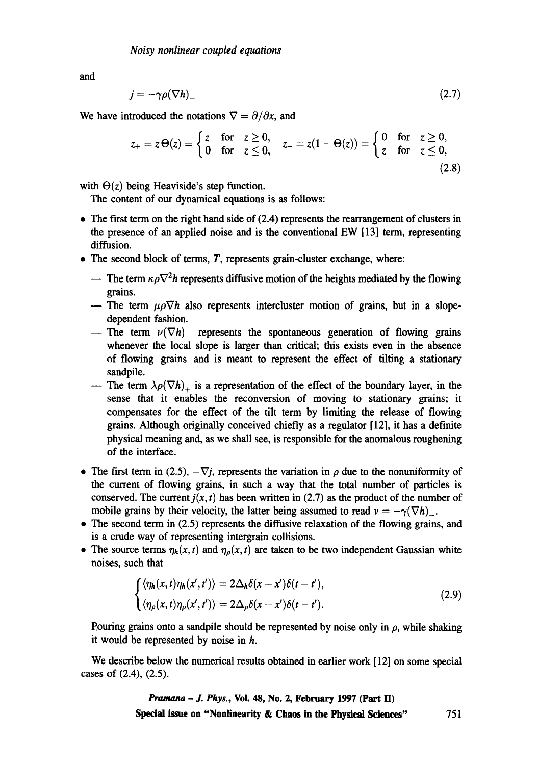and

$$j = -\gamma\rho(\nabla h)_- \tag{2.7}$$

We have introduced the notations $\nabla = \partial/\partial x$, and

$$z_+ = z\Theta(z) = \begin{cases} z & \text{for} \quad z \geq 0, \\ 0 & \text{for} \quad z \leq 0, \end{cases} \quad z_- = z(1 - \Theta(z)) = \begin{cases} 0 & \text{for} \quad z \geq 0, \\ z & \text{for} \quad z \leq 0, \end{cases} \tag{2.8}$$

with $\Theta(z)$ being Heaviside's step function.

The content of our dynamical equations is as follows:

- The first term on the right hand side of (2.4) represents the rearrangement of clusters in the presence of an applied noise and is the conventional EW [13] term, representing diffusion.
- The second block of terms, $T$, represents grain-cluster exchange, where:
  - The term $\kappa\rho\nabla^2 h$ represents diffusive motion of the heights mediated by the flowing grains.
  - The term $\mu\rho\nabla h$ also represents intercluster motion of grains, but in a slope-dependent fashion.
  - The term $\nu(\nabla h)_-$ represents the spontaneous generation of flowing grains whenever the local slope is larger than critical; this exists even in the absence of flowing grains and is meant to represent the effect of tilting a stationary sandpile.
  - The term $\lambda\rho(\nabla h)_+$ is a representation of the effect of the boundary layer, in the sense that it enables the reconversion of moving to stationary grains; it compensates for the effect of the tilt term by limiting the release of flowing grains. Although originally conceived chiefly as a regulator [12], it has a definite physical meaning and, as we shall see, is responsible for the anomalous roughening of the interface.
- The first term in (2.5), $-\nabla j$, represents the variation in $\rho$ due to the nonuniformity of the current of flowing grains, in such a way that the total number of particles is conserved. The current $j(x, t)$ has been written in (2.7) as the product of the number of mobile grains by their velocity, the latter being assumed to read $v = -\gamma(\nabla h)_-$.
- The second term in (2.5) represents the diffusive relaxation of the flowing grains, and is a crude way of representing intergrain collisions.
- The source terms $\eta_h(x, t)$ and $\eta_\rho(x, t)$ are taken to be two independent Gaussian white noises, such that

$$\begin{cases} \langle \eta_h(x, t)\eta_h(x', t')\rangle = 2\Delta_h\delta(x - x')\delta(t - t'), \\ \langle \eta_\rho(x, t)\eta_\rho(x', t')\rangle = 2\Delta_\rho\delta(x - x')\delta(t - t'). \end{cases} \tag{2.9}$$

Pouring grains onto a sandpile should be represented by noise only in $\rho$, while shaking it would be represented by noise in $h$.

We describe below the numerical results obtained in earlier work [12] on some special cases of (2.4), (2.5).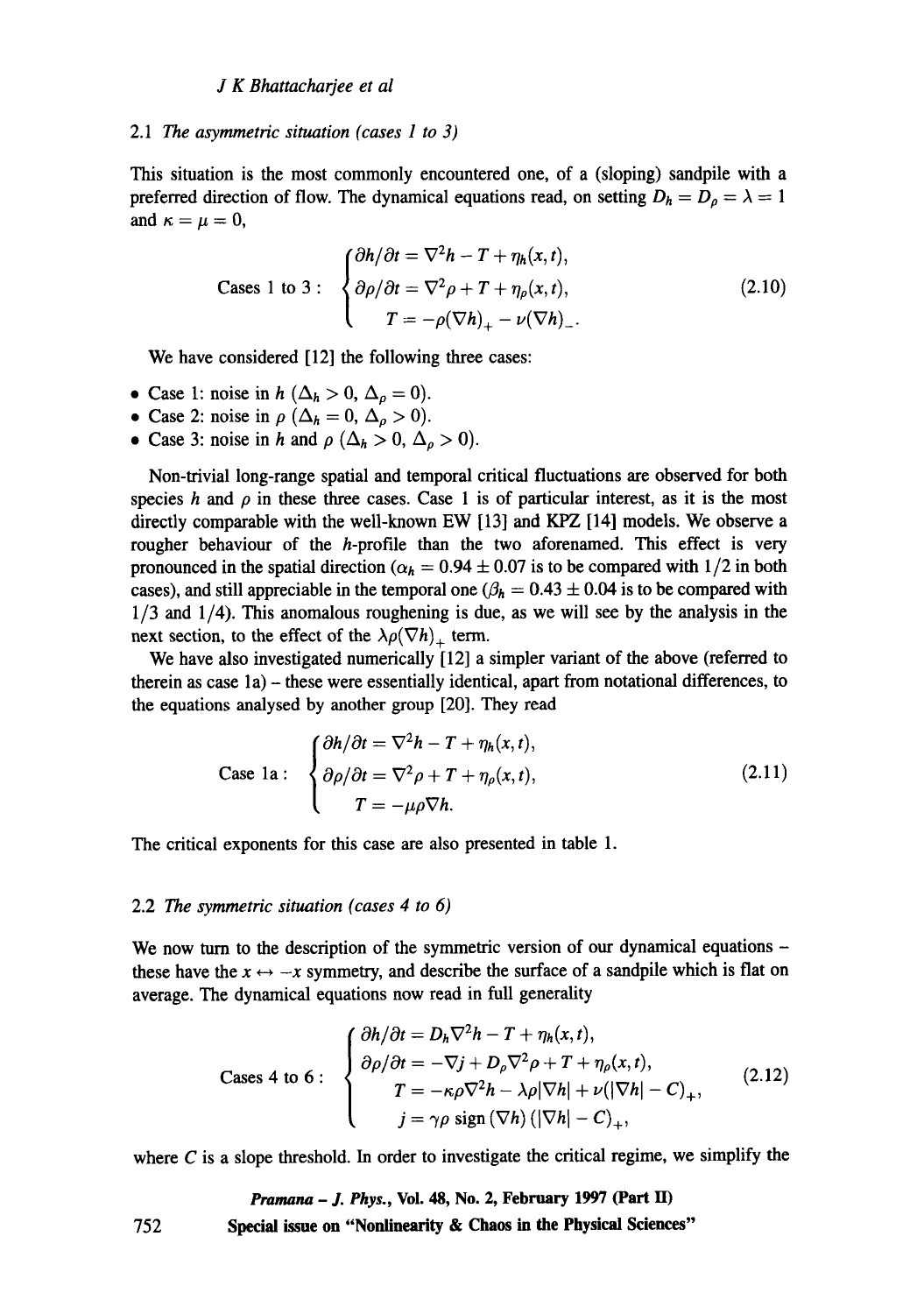### 2.1 *The asymmetric situation (cases 1 to 3)*

This situation is the most commonly encountered one, of a (sloping) sandpile with a preferred direction of flow. The dynamical equations read, on setting $D_h = D_\rho = \lambda = 1$ and $\kappa = \mu = 0$,

$$\text{Cases 1 to 3}: \begin{cases} \partial h/\partial t = \nabla^2 h - T + \eta_h(x,t), \\ \partial \rho/\partial t = \nabla^2 \rho + T + \eta_\rho(x,t), \\ \quad T = -\rho(\nabla h)_+ - \nu(\nabla h)_-. \end{cases} \tag{2.10}$$

We have considered [12] the following three cases:

- Case 1: noise in $h$ ($\Delta_h > 0$, $\Delta_\rho = 0$).
- Case 2: noise in $\rho$ ($\Delta_h = 0$, $\Delta_\rho > 0$).
- Case 3: noise in $h$ and $\rho$ ($\Delta_h > 0$, $\Delta_\rho > 0$).

Non-trivial long-range spatial and temporal critical fluctuations are observed for both species $h$ and $\rho$ in these three cases. Case 1 is of particular interest, as it is the most directly comparable with the well-known EW [13] and KPZ [14] models. We observe a rougher behaviour of the $h$-profile than the two aforenamed. This effect is very pronounced in the spatial direction ($\alpha_h = 0.94 \pm 0.07$ is to be compared with $1/2$ in both cases), and still appreciable in the temporal one ($\beta_h = 0.43 \pm 0.04$ is to be compared with $1/3$ and $1/4$). This anomalous roughening is due, as we will see by the analysis in the next section, to the effect of the $\lambda\rho(\nabla h)_+$ term.

We have also investigated numerically [12] a simpler variant of the above (referred to therein as case 1a) – these were essentially identical, apart from notational differences, to the equations analysed by another group [20]. They read

$$\text{Case 1a}: \begin{cases} \partial h/\partial t = \nabla^2 h - T + \eta_h(x,t), \\ \partial \rho/\partial t = \nabla^2 \rho + T + \eta_\rho(x,t), \\ \quad T = -\mu\rho\nabla h. \end{cases} \tag{2.11}$$

The critical exponents for this case are also presented in table 1.

### 2.2 *The symmetric situation (cases 4 to 6)*

We now turn to the description of the symmetric version of our dynamical equations – these have the $x \leftrightarrow -x$ symmetry, and describe the surface of a sandpile which is flat on average. The dynamical equations now read in full generality

$$\text{Cases 4 to 6}: \begin{cases} \partial h/\partial t = D_h \nabla^2 h - T + \eta_h(x,t), \\ \partial \rho/\partial t = -\nabla j + D_\rho \nabla^2 \rho + T + \eta_\rho(x,t), \\ \quad T = -\kappa\rho\nabla^2 h - \lambda\rho|\nabla h| + \nu(|\nabla h| - C)_+, \\ \quad j = \gamma\rho \,\text{sign}\,(\nabla h)\,(|\nabla h| - C)_+, \end{cases} \tag{2.12}$$

where $C$ is a slope threshold. In order to investigate the critical regime, we simplify the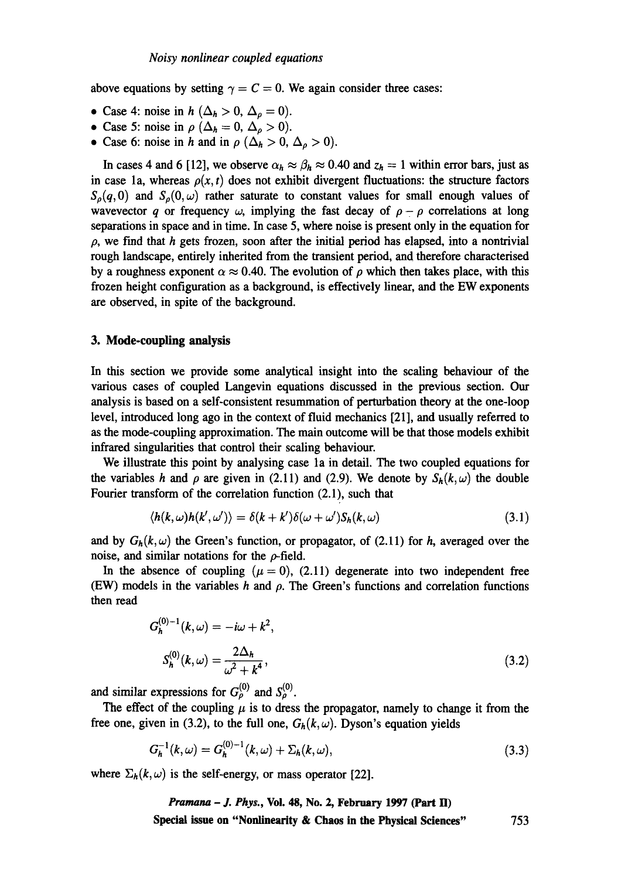above equations by setting $\gamma = C = 0$. We again consider three cases:

- Case 4: noise in $h$ ($\Delta_h > 0$, $\Delta_\rho = 0$).
- Case 5: noise in $\rho$ ($\Delta_h = 0$, $\Delta_\rho > 0$).
- Case 6: noise in $h$ and in $\rho$ ($\Delta_h > 0$, $\Delta_\rho > 0$).

In cases 4 and 6 [12], we observe $\alpha_h \approx \beta_h \approx 0.40$ and $z_h = 1$ within error bars, just as in case 1a, whereas $\rho(x,t)$ does not exhibit divergent fluctuations: the structure factors $S_\rho(q,0)$ and $S_\rho(0,\omega)$ rather saturate to constant values for small enough values of wavevector $q$ or frequency $\omega$, implying the fast decay of $\rho - \rho$ correlations at long separations in space and in time. In case 5, where noise is present only in the equation for $\rho$, we find that $h$ gets frozen, soon after the initial period has elapsed, into a nontrivial rough landscape, entirely inherited from the transient period, and therefore characterised by a roughness exponent $\alpha \approx 0.40$. The evolution of $\rho$ which then takes place, with this frozen height configuration as a background, is effectively linear, and the EW exponents are observed, in spite of the background.

## 3. Mode-coupling analysis

In this section we provide some analytical insight into the scaling behaviour of the various cases of coupled Langevin equations discussed in the previous section. Our analysis is based on a self-consistent resummation of perturbation theory at the one-loop level, introduced long ago in the context of fluid mechanics [21], and usually referred to as the mode-coupling approximation. The main outcome will be that those models exhibit infrared singularities that control their scaling behaviour.

We illustrate this point by analysing case 1a in detail. The two coupled equations for the variables $h$ and $\rho$ are given in (2.11) and (2.9). We denote by $S_h(k,\omega)$ the double Fourier transform of the correlation function (2.1), such that

$$\langle h(k,\omega)h(k',\omega')\rangle = \delta(k+k')\delta(\omega+\omega')S_h(k,\omega) \tag{3.1}$$

and by $G_h(k,\omega)$ the Green's function, or propagator, of (2.11) for $h$, averaged over the noise, and similar notations for the $\rho$-field.

In the absence of coupling ($\mu = 0$), (2.11) degenerate into two independent free (EW) models in the variables $h$ and $\rho$. The Green's functions and correlation functions then read

$$G_h^{(0)-1}(k,\omega) = -i\omega + k^2,$$
$$S_h^{(0)}(k,\omega) = \frac{2\Delta_h}{\omega^2 + k^4}, \tag{3.2}$$

and similar expressions for $G_\rho^{(0)}$ and $S_\rho^{(0)}$.

The effect of the coupling $\mu$ is to dress the propagator, namely to change it from the free one, given in (3.2), to the full one, $G_h(k,\omega)$. Dyson's equation yields

$$G_h^{-1}(k,\omega) = G_h^{(0)-1}(k,\omega) + \Sigma_h(k,\omega), \tag{3.3}$$

where $\Sigma_h(k,\omega)$ is the self-energy, or mass operator [22].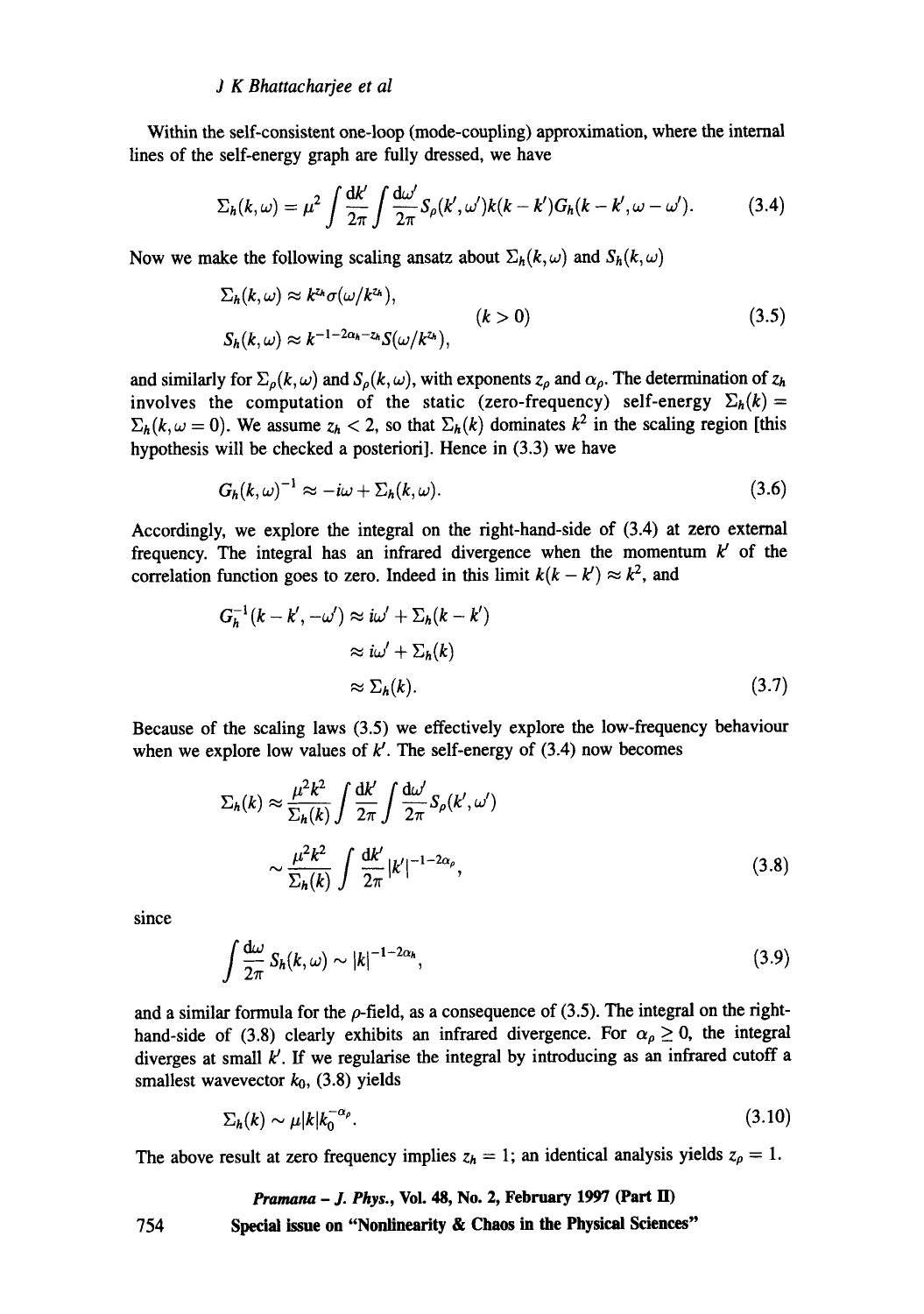Within the self-consistent one-loop (mode-coupling) approximation, where the internal lines of the self-energy graph are fully dressed, we have

$$\Sigma_h(k,\omega) = \mu^2 \int \frac{dk'}{2\pi} \int \frac{d\omega'}{2\pi} S_\rho(k',\omega') k(k-k') G_h(k-k',\omega-\omega'). \tag{3.4}$$

Now we make the following scaling ansatz about $\Sigma_h(k,\omega)$ and $S_h(k,\omega)$

$$\begin{aligned} \Sigma_h(k,\omega) &\approx k^{z_h} \sigma(\omega/k^{z_h}), \\ S_h(k,\omega) &\approx k^{-1-2\alpha_h - z_h} S(\omega/k^{z_h}), \end{aligned} \qquad (k > 0) \tag{3.5}$$

and similarly for $\Sigma_\rho(k,\omega)$ and $S_\rho(k,\omega)$, with exponents $z_\rho$ and $\alpha_\rho$. The determination of $z_h$ involves the computation of the static (zero-frequency) self-energy $\Sigma_h(k) = \Sigma_h(k,\omega = 0)$. We assume $z_h < 2$, so that $\Sigma_h(k)$ dominates $k^2$ in the scaling region [this hypothesis will be checked a posteriori]. Hence in (3.3) we have

$$G_h(k,\omega)^{-1} \approx -i\omega + \Sigma_h(k,\omega). \tag{3.6}$$

Accordingly, we explore the integral on the right-hand-side of (3.4) at zero external frequency. The integral has an infrared divergence when the momentum $k'$ of the correlation function goes to zero. Indeed in this limit $k(k-k') \approx k^2$, and

$$\begin{aligned} G_h^{-1}(k-k',-\omega') &\approx i\omega' + \Sigma_h(k-k') \\ &\approx i\omega' + \Sigma_h(k) \\ &\approx \Sigma_h(k). \end{aligned} \tag{3.7}$$

Because of the scaling laws (3.5) we effectively explore the low-frequency behaviour when we explore low values of $k'$. The self-energy of (3.4) now becomes

$$\begin{aligned} \Sigma_h(k) &\approx \frac{\mu^2 k^2}{\Sigma_h(k)} \int \frac{dk'}{2\pi} \int \frac{d\omega'}{2\pi} S_\rho(k',\omega') \\ &\sim \frac{\mu^2 k^2}{\Sigma_h(k)} \int \frac{dk'}{2\pi} |k'|^{-1-2\alpha_\rho}, \end{aligned} \tag{3.8}$$

since

$$\int \frac{d\omega}{2\pi} S_h(k,\omega) \sim |k|^{-1-2\alpha_h}, \tag{3.9}$$

and a similar formula for the $\rho$-field, as a consequence of (3.5). The integral on the right-hand-side of (3.8) clearly exhibits an infrared divergence. For $\alpha_\rho \geq 0$, the integral diverges at small $k'$. If we regularise the integral by introducing as an infrared cutoff a smallest wavevector $k_0$, (3.8) yields

$$\Sigma_h(k) \sim \mu |k| k_0^{-\alpha_\rho}. \tag{3.10}$$

The above result at zero frequency implies $z_h = 1$; an identical analysis yields $z_\rho = 1$.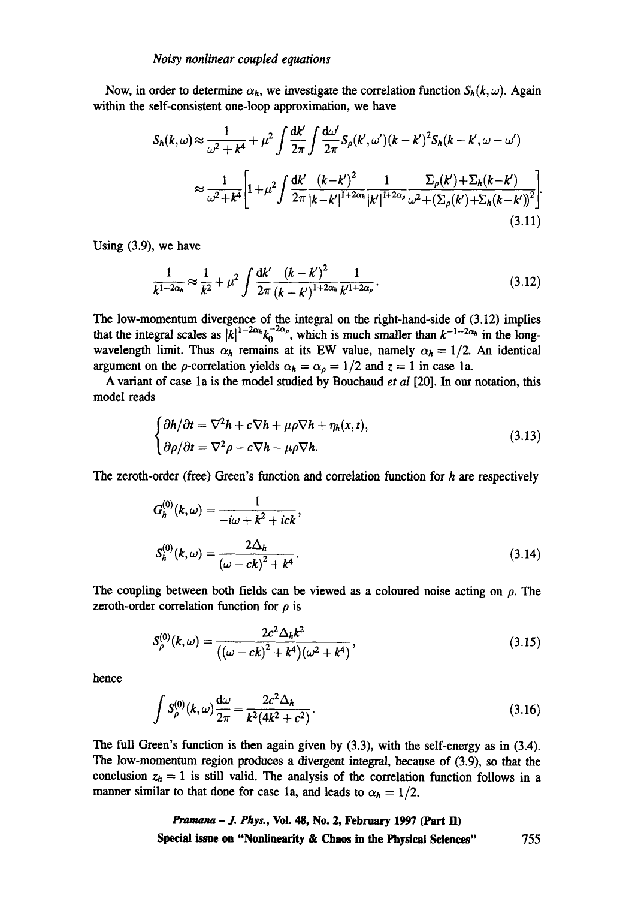Now, in order to determine $\alpha_h$, we investigate the correlation function $S_h(k,\omega)$. Again within the self-consistent one-loop approximation, we have

$$
\begin{aligned}
S_h(k,\omega) &\approx \frac{1}{\omega^2+k^4} + \mu^2 \int \frac{dk'}{2\pi} \int \frac{d\omega'}{2\pi} S_\rho(k',\omega')(k-k')^2 S_h(k-k',\omega-\omega') \\
&\approx \frac{1}{\omega^2+k^4}\left[1+\mu^2 \int \frac{dk'}{2\pi} \frac{(k-k')^2}{|k-k'|^{1+2\alpha_h}} \frac{1}{|k'|^{1+2\alpha_\rho}} \frac{\Sigma_\rho(k')+\Sigma_h(k-k')}{\omega^2+(\Sigma_\rho(k')+\Sigma_h(k-k'))^2}\right].
\end{aligned}
\tag{3.11}
$$

Using (3.9), we have

$$
\frac{1}{k^{1+2\alpha_h}} \approx \frac{1}{k^2} + \mu^2 \int \frac{dk'}{2\pi} \frac{(k-k')^2}{(k-k')^{1+2\alpha_h}} \frac{1}{k'^{1+2\alpha_\rho}}. \tag{3.12}
$$

The low-momentum divergence of the integral on the right-hand-side of (3.12) implies that the integral scales as $|k|^{1-2\alpha_h} k_0^{-2\alpha_\rho}$, which is much smaller than $k^{-1-2\alpha_h}$ in the long-wavelength limit. Thus $\alpha_h$ remains at its EW value, namely $\alpha_h = 1/2$. An identical argument on the $\rho$-correlation yields $\alpha_h = \alpha_\rho = 1/2$ and $z = 1$ in case 1a.

A variant of case 1a is the model studied by Bouchaud *et al* [20]. In our notation, this model reads

$$
\begin{cases}
\partial h/\partial t = \nabla^2 h + c\nabla h + \mu\rho\nabla h + \eta_h(x,t), \\
\partial \rho/\partial t = \nabla^2 \rho - c\nabla h - \mu\rho\nabla h.
\end{cases}
\tag{3.13}
$$

The zeroth-order (free) Green's function and correlation function for $h$ are respectively

$$
\begin{aligned}
G_h^{(0)}(k,\omega) &= \frac{1}{-i\omega + k^2 + ick}, \\
S_h^{(0)}(k,\omega) &= \frac{2\Delta_h}{(\omega - ck)^2 + k^4}.
\end{aligned}
\tag{3.14}
$$

The coupling between both fields can be viewed as a coloured noise acting on $\rho$. The zeroth-order correlation function for $\rho$ is

$$
S_\rho^{(0)}(k,\omega) = \frac{2c^2\Delta_h k^2}{\left((\omega-ck)^2+k^4\right)(\omega^2+k^4)}, \tag{3.15}
$$

hence

$$
\int S_\rho^{(0)}(k,\omega)\frac{d\omega}{2\pi} = \frac{2c^2\Delta_h}{k^2(4k^2+c^2)}. \tag{3.16}
$$

The full Green's function is then again given by (3.3), with the self-energy as in (3.4). The low-momentum region produces a divergent integral, because of (3.9), so that the conclusion $z_h = 1$ is still valid. The analysis of the correlation function follows in a manner similar to that done for case 1a, and leads to $\alpha_h = 1/2$.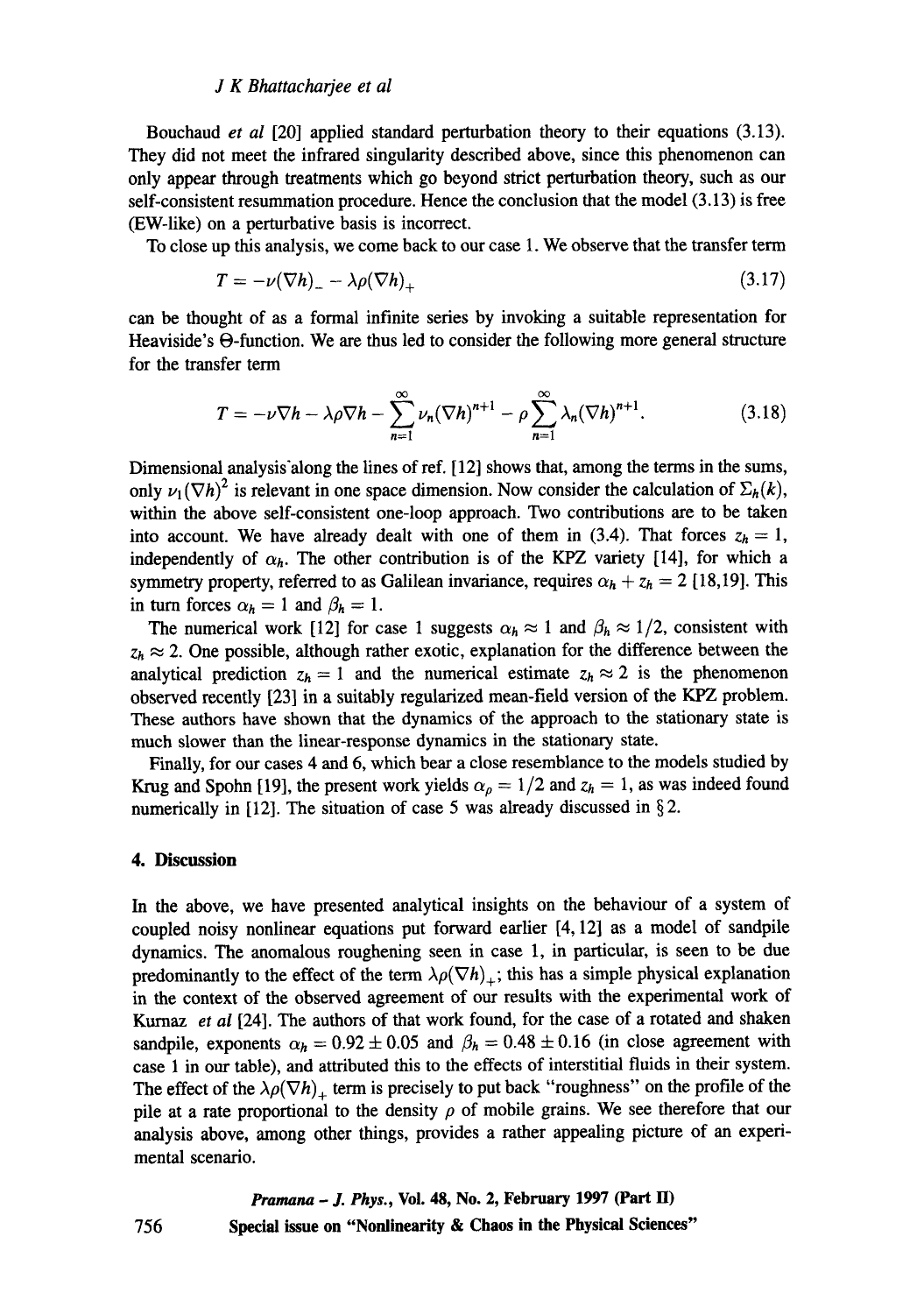Bouchaud *et al* [20] applied standard perturbation theory to their equations (3.13). They did not meet the infrared singularity described above, since this phenomenon can only appear through treatments which go beyond strict perturbation theory, such as our self-consistent resummation procedure. Hence the conclusion that the model (3.13) is free (EW-like) on a perturbative basis is incorrect.

To close up this analysis, we come back to our case 1. We observe that the transfer term

$$T = -\nu(\nabla h)_{-} - \lambda\rho(\nabla h)_{+} \tag{3.17}$$

can be thought of as a formal infinite series by invoking a suitable representation for Heaviside's $\Theta$-function. We are thus led to consider the following more general structure for the transfer term

$$T = -\nu\nabla h - \lambda\rho\nabla h - \sum_{n=1}^{\infty}\nu_n(\nabla h)^{n+1} - \rho\sum_{n=1}^{\infty}\lambda_n(\nabla h)^{n+1}. \tag{3.18}$$

Dimensional analysis along the lines of ref. [12] shows that, among the terms in the sums, only $\nu_1(\nabla h)^2$ is relevant in one space dimension. Now consider the calculation of $\Sigma_h(k)$, within the above self-consistent one-loop approach. Two contributions are to be taken into account. We have already dealt with one of them in (3.4). That forces $z_h = 1$, independently of $\alpha_h$. The other contribution is of the KPZ variety [14], for which a symmetry property, referred to as Galilean invariance, requires $\alpha_h + z_h = 2$ [18,19]. This in turn forces $\alpha_h = 1$ and $\beta_h = 1$.

The numerical work [12] for case 1 suggests $\alpha_h \approx 1$ and $\beta_h \approx 1/2$, consistent with $z_h \approx 2$. One possible, although rather exotic, explanation for the difference between the analytical prediction $z_h = 1$ and the numerical estimate $z_h \approx 2$ is the phenomenon observed recently [23] in a suitably regularized mean-field version of the KPZ problem. These authors have shown that the dynamics of the approach to the stationary state is much slower than the linear-response dynamics in the stationary state.

Finally, for our cases 4 and 6, which bear a close resemblance to the models studied by Krug and Spohn [19], the present work yields $\alpha_\rho = 1/2$ and $z_h = 1$, as was indeed found numerically in [12]. The situation of case 5 was already discussed in § 2.

## 4. Discussion

In the above, we have presented analytical insights on the behaviour of a system of coupled noisy nonlinear equations put forward earlier [4, 12] as a model of sandpile dynamics. The anomalous roughening seen in case 1, in particular, is seen to be due predominantly to the effect of the term $\lambda\rho(\nabla h)_{+}$; this has a simple physical explanation in the context of the observed agreement of our results with the experimental work of Kurnaz *et al* [24]. The authors of that work found, for the case of a rotated and shaken sandpile, exponents $\alpha_h = 0.92 \pm 0.05$ and $\beta_h = 0.48 \pm 0.16$ (in close agreement with case 1 in our table), and attributed this to the effects of interstitial fluids in their system. The effect of the $\lambda\rho(\nabla h)_{+}$ term is precisely to put back "roughness" on the profile of the pile at a rate proportional to the density $\rho$ of mobile grains. We see therefore that our analysis above, among other things, provides a rather appealing picture of an experimental scenario.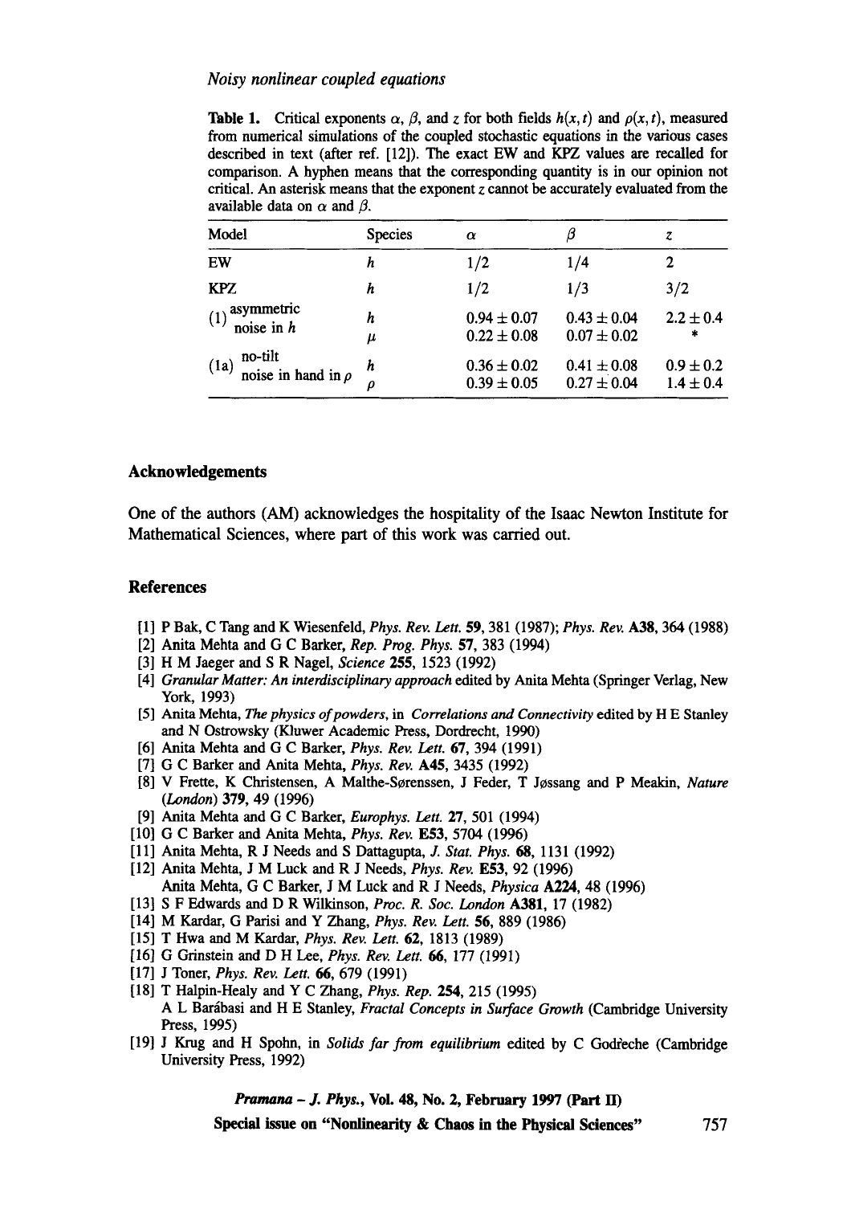**Table 1.** Critical exponents $\alpha$, $\beta$, and $z$ for both fields $h(x,t)$ and $\rho(x,t)$, measured from numerical simulations of the coupled stochastic equations in the various cases described in text (after ref. [12]). The exact EW and KPZ values are recalled for comparison. A hyphen means that the corresponding quantity is in our opinion not critical. An asterisk means that the exponent $z$ cannot be accurately evaluated from the available data on $\alpha$ and $\beta$.

| Model | Species | $\alpha$ | $\beta$ | $z$ |
|---|---|---|---|---|
| EW | $h$ | 1/2 | 1/4 | 2 |
| KPZ | $h$ | 1/2 | 1/3 | 3/2 |
| (1) asymmetric noise in $h$ | $h$ | $0.94 \pm 0.07$ | $0.43 \pm 0.04$ | $2.2 \pm 0.4$ |
| | $\mu$ | $0.22 \pm 0.08$ | $0.07 \pm 0.02$ | * |
| (1a) no-tilt noise in hand in $\rho$ | $h$ | $0.36 \pm 0.02$ | $0.41 \pm 0.08$ | $0.9 \pm 0.2$ |
| | $\rho$ | $0.39 \pm 0.05$ | $0.27 \pm 0.04$ | $1.4 \pm 0.4$ |

## Acknowledgements

One of the authors (AM) acknowledges the hospitality of the Isaac Newton Institute for Mathematical Sciences, where part of this work was carried out.

## References

[1] P Bak, C Tang and K Wiesenfeld, *Phys. Rev. Lett.* **59**, 381 (1987); *Phys. Rev.* **A38**, 364 (1988)
[2] Anita Mehta and G C Barker, *Rep. Prog. Phys.* **57**, 383 (1994)
[3] H M Jaeger and S R Nagel, *Science* **255**, 1523 (1992)
[4] *Granular Matter: An interdisciplinary approach* edited by Anita Mehta (Springer Verlag, New York, 1993)
[5] Anita Mehta, *The physics of powders*, in *Correlations and Connectivity* edited by H E Stanley and N Ostrowsky (Kluwer Academic Press, Dordrecht, 1990)
[6] Anita Mehta and G C Barker, *Phys. Rev. Lett.* **67**, 394 (1991)
[7] G C Barker and Anita Mehta, *Phys. Rev.* **A45**, 3435 (1992)
[8] V Frette, K Christensen, A Malthe-Sørenssen, J Feder, T Jøssang and P Meakin, *Nature (London)* **379**, 49 (1996)
[9] Anita Mehta and G C Barker, *Europhys. Lett.* **27**, 501 (1994)
[10] G C Barker and Anita Mehta, *Phys. Rev.* **E53**, 5704 (1996)
[11] Anita Mehta, R J Needs and S Dattagupta, *J. Stat. Phys.* **68**, 1131 (1992)
[12] Anita Mehta, J M Luck and R J Needs, *Phys. Rev.* **E53**, 92 (1996)
Anita Mehta, G C Barker, J M Luck and R J Needs, *Physica* **A224**, 48 (1996)
[13] S F Edwards and D R Wilkinson, *Proc. R. Soc. London* **A381**, 17 (1982)
[14] M Kardar, G Parisi and Y Zhang, *Phys. Rev. Lett.* **56**, 889 (1986)
[15] T Hwa and M Kardar, *Phys. Rev. Lett.* **62**, 1813 (1989)
[16] G Grinstein and D H Lee, *Phys. Rev. Lett.* **66**, 177 (1991)
[17] J Toner, *Phys. Rev. Lett.* **66**, 679 (1991)
[18] T Halpin-Healy and Y C Zhang, *Phys. Rep.* **254**, 215 (1995)
A L Barábasi and H E Stanley, *Fractal Concepts in Surface Growth* (Cambridge University Press, 1995)
[19] J Krug and H Spohn, in *Solids far from equilibrium* edited by C Godrèche (Cambridge University Press, 1992)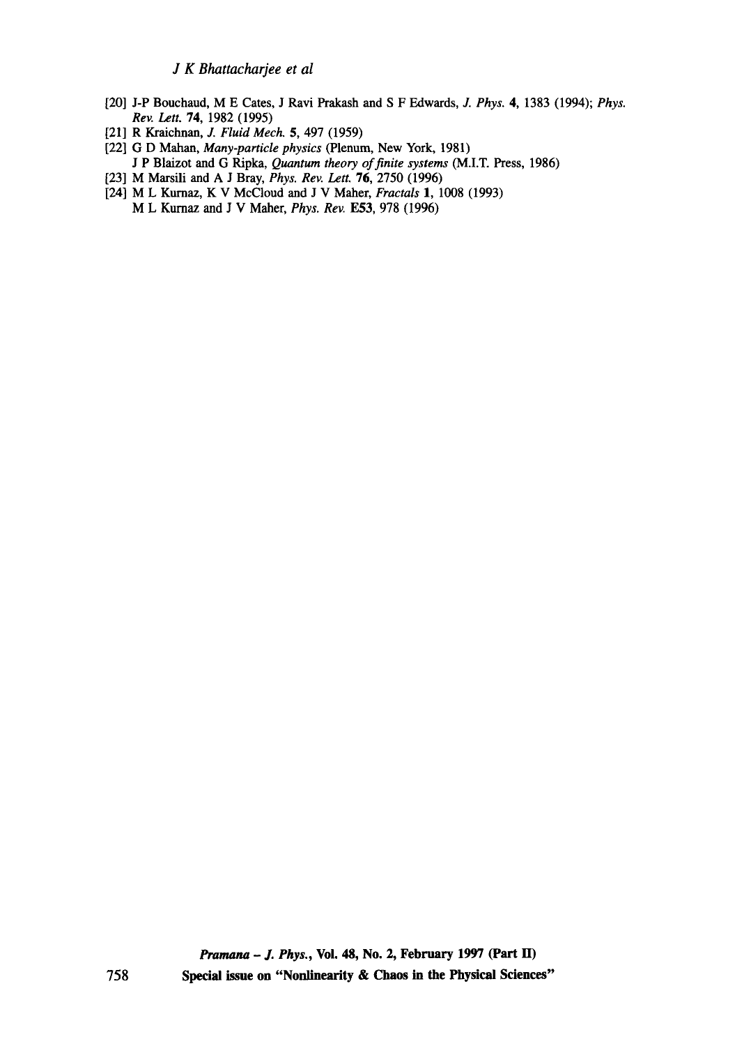[20] J-P Bouchaud, M E Cates, J Ravi Prakash and S F Edwards, *J. Phys.* **4**, 1383 (1994); *Phys. Rev. Lett.* **74**, 1982 (1995)

[21] R Kraichnan, *J. Fluid Mech.* **5**, 497 (1959)

[22] G D Mahan, *Many-particle physics* (Plenum, New York, 1981)
J P Blaizot and G Ripka, *Quantum theory of finite systems* (M.I.T. Press, 1986)

[23] M Marsili and A J Bray, *Phys. Rev. Lett.* **76**, 2750 (1996)

[24] M L Kurnaz, K V McCloud and J V Maher, *Fractals* **1**, 1008 (1993)
M L Kurnaz and J V Maher, *Phys. Rev.* **E53**, 978 (1996)